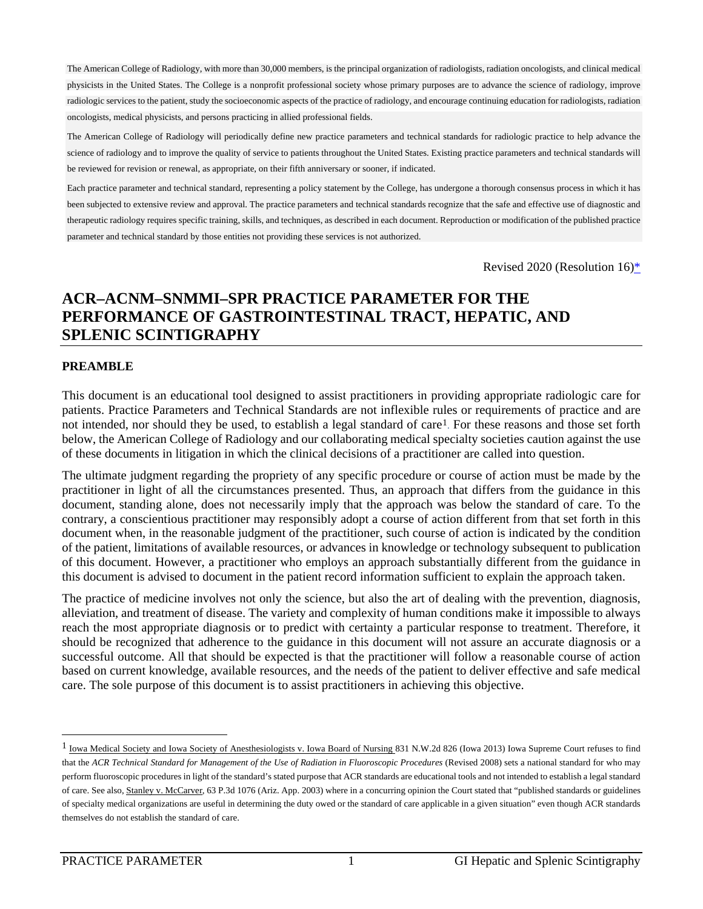The American College of Radiology, with more than 30,000 members, is the principal organization of radiologists, radiation oncologists, and clinical medical physicists in the United States. The College is a nonprofit professional society whose primary purposes are to advance the science of radiology, improve radiologic services to the patient, study the socioeconomic aspects of the practice of radiology, and encourage continuing education for radiologists, radiation oncologists, medical physicists, and persons practicing in allied professional fields.

The American College of Radiology will periodically define new practice parameters and technical standards for radiologic practice to help advance the science of radiology and to improve the quality of service to patients throughout the United States. Existing practice parameters and technical standards will be reviewed for revision or renewal, as appropriate, on their fifth anniversary or sooner, if indicated.

Each practice parameter and technical standard, representing a policy statement by the College, has undergone a thorough consensus process in which it has been subjected to extensive review and approval. The practice parameters and technical standards recognize that the safe and effective use of diagnostic and therapeutic radiology requires specific training, skills, and techniques, as described in each document. Reproduction or modification of the published practice parameter and technical standard by those entities not providing these services is not authorized.

Revised 2020 (Resolution 16)*

# ACR–ACNM–SNMMI–SPR PRACTICE PARAMETER FOR THE PERFORMANCE OF GASTROINTESTINAL TRACT, HEPATIC, AND SPLENIC SCINTIGRAPHY

## PREAMBLE

This document is an educational tool designed to assist practitioners in providing appropriate radiologic care for patients. Practice Parameters and Technical Standards are not inflexible rules or requirements of practice and are not intended, nor should they be used, to establish a legal standard of care[1]. For these reasons and those set forth below, the American College of Radiology and our collaborating medical specialty societies caution against the use of these documents in litigation in which the clinical decisions of a practitioner are called into question.

The ultimate judgment regarding the propriety of any specific procedure or course of action must be made by the practitioner in light of all the circumstances presented. Thus, an approach that differs from the guidance in this document, standing alone, does not necessarily imply that the approach was below the standard of care. To the contrary, a conscientious practitioner may responsibly adopt a course of action different from that set forth in this document when, in the reasonable judgment of the practitioner, such course of action is indicated by the condition of the patient, limitations of available resources, or advances in knowledge or technology subsequent to publication of this document. However, a practitioner who employs an approach substantially different from the guidance in this document is advised to document in the patient record information sufficient to explain the approach taken.

The practice of medicine involves not only the science, but also the art of dealing with the prevention, diagnosis, alleviation, and treatment of disease. The variety and complexity of human conditions make it impossible to always reach the most appropriate diagnosis or to predict with certainty a particular response to treatment. Therefore, it should be recognized that adherence to the guidance in this document will not assure an accurate diagnosis or a successful outcome. All that should be expected is that the practitioner will follow a reasonable course of action based on current knowledge, available resources, and the needs of the patient to deliver effective and safe medical care. The sole purpose of this document is to assist practitioners in achieving this objective.

---

[1] Iowa Medical Society and Iowa Society of Anesthesiologists v. Iowa Board of Nursing 831 N.W.2d 826 (Iowa 2013) Iowa Supreme Court refuses to find that the *ACR Technical Standard for Management of the Use of Radiation in Fluoroscopic Procedures* (Revised 2008) sets a national standard for who may perform fluoroscopic procedures in light of the standard's stated purpose that ACR standards are educational tools and not intended to establish a legal standard of care. See also, Stanley v. McCarver, 63 P.3d 1076 (Ariz. App. 2003) where in a concurring opinion the Court stated that "published standards or guidelines of specialty medical organizations are useful in determining the duty owed or the standard of care applicable in a given situation" even though ACR standards themselves do not establish the standard of care.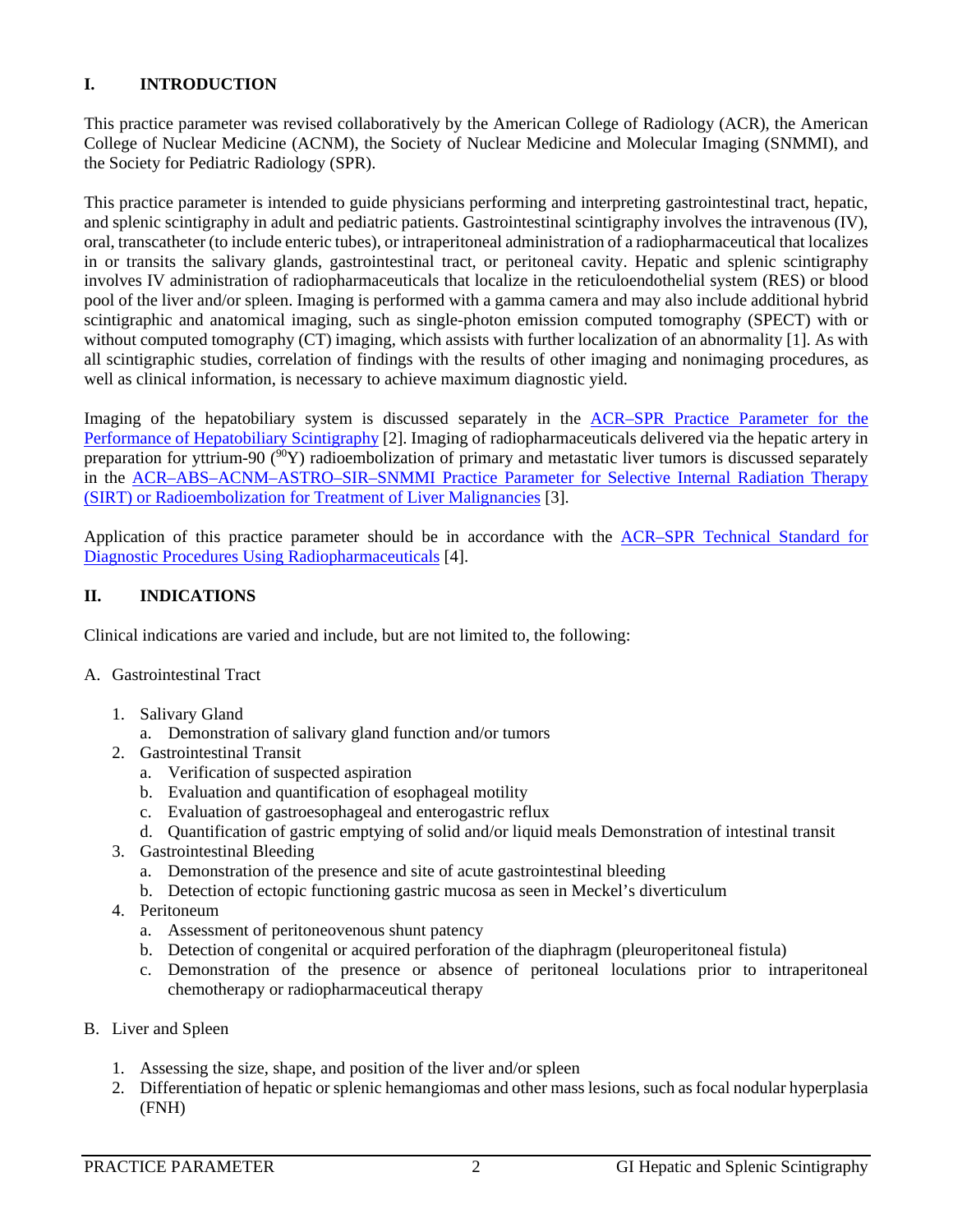## I. INTRODUCTION

This practice parameter was revised collaboratively by the American College of Radiology (ACR), the American College of Nuclear Medicine (ACNM), the Society of Nuclear Medicine and Molecular Imaging (SNMMI), and the Society for Pediatric Radiology (SPR).

This practice parameter is intended to guide physicians performing and interpreting gastrointestinal tract, hepatic, and splenic scintigraphy in adult and pediatric patients. Gastrointestinal scintigraphy involves the intravenous (IV), oral, transcatheter (to include enteric tubes), or intraperitoneal administration of a radiopharmaceutical that localizes in or transits the salivary glands, gastrointestinal tract, or peritoneal cavity. Hepatic and splenic scintigraphy involves IV administration of radiopharmaceuticals that localize in the reticuloendothelial system (RES) or blood pool of the liver and/or spleen. Imaging is performed with a gamma camera and may also include additional hybrid scintigraphic and anatomical imaging, such as single-photon emission computed tomography (SPECT) with or without computed tomography (CT) imaging, which assists with further localization of an abnormality [1]. As with all scintigraphic studies, correlation of findings with the results of other imaging and nonimaging procedures, as well as clinical information, is necessary to achieve maximum diagnostic yield.

Imaging of the hepatobiliary system is discussed separately in the ACR–SPR Practice Parameter for the Performance of Hepatobiliary Scintigraphy [2]. Imaging of radiopharmaceuticals delivered via the hepatic artery in preparation for yttrium-90 ($^{90}$Y) radioembolization of primary and metastatic liver tumors is discussed separately in the ACR–ABS–ACNM–ASTRO–SIR–SNMMI Practice Parameter for Selective Internal Radiation Therapy (SIRT) or Radioembolization for Treatment of Liver Malignancies [3].

Application of this practice parameter should be in accordance with the ACR–SPR Technical Standard for Diagnostic Procedures Using Radiopharmaceuticals [4].

## II. INDICATIONS

Clinical indications are varied and include, but are not limited to, the following:

A. Gastrointestinal Tract

1. Salivary Gland
   a. Demonstration of salivary gland function and/or tumors
2. Gastrointestinal Transit
   a. Verification of suspected aspiration
   b. Evaluation and quantification of esophageal motility
   c. Evaluation of gastroesophageal and enterogastric reflux
   d. Quantification of gastric emptying of solid and/or liquid meals Demonstration of intestinal transit
3. Gastrointestinal Bleeding
   a. Demonstration of the presence and site of acute gastrointestinal bleeding
   b. Detection of ectopic functioning gastric mucosa as seen in Meckel's diverticulum
4. Peritoneum
   a. Assessment of peritoneovenous shunt patency
   b. Detection of congenital or acquired perforation of the diaphragm (pleuroperitoneal fistula)
   c. Demonstration of the presence or absence of peritoneal loculations prior to intraperitoneal chemotherapy or radiopharmaceutical therapy

B. Liver and Spleen

1. Assessing the size, shape, and position of the liver and/or spleen
2. Differentiation of hepatic or splenic hemangiomas and other mass lesions, such as focal nodular hyperplasia (FNH)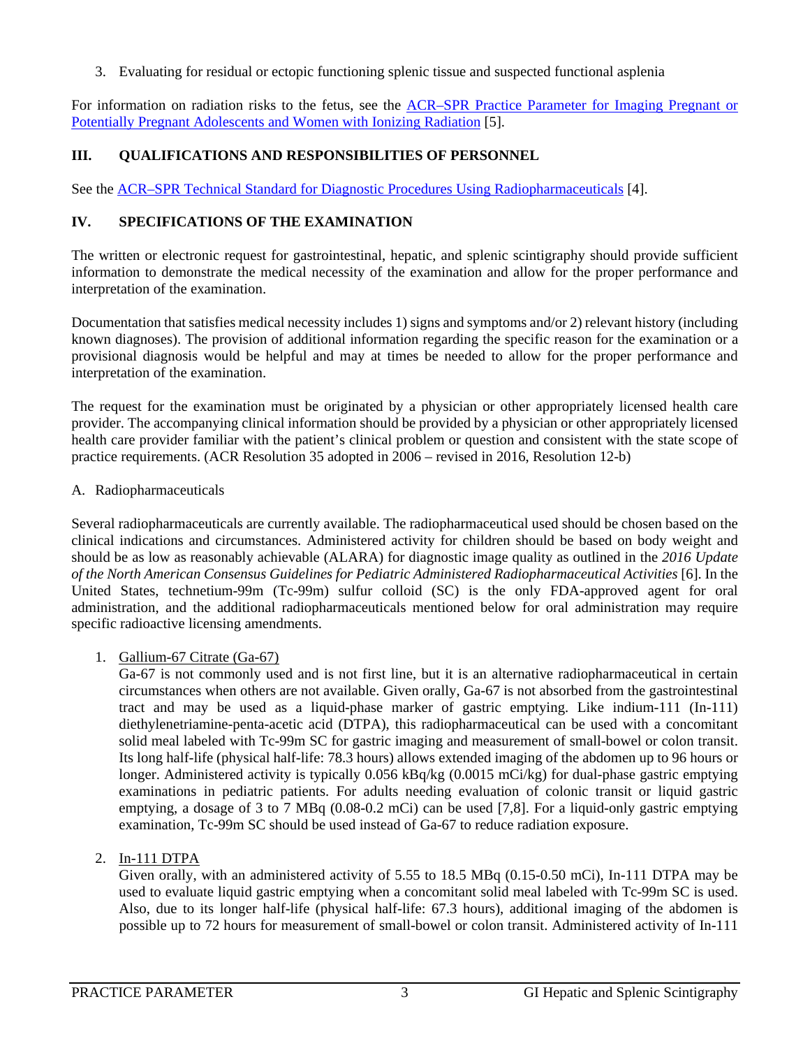3. Evaluating for residual or ectopic functioning splenic tissue and suspected functional asplenia

For information on radiation risks to the fetus, see the [ACR–SPR Practice Parameter for Imaging Pregnant or Potentially Pregnant Adolescents and Women with Ionizing Radiation](#) [5].

## III. QUALIFICATIONS AND RESPONSIBILITIES OF PERSONNEL

See the [ACR–SPR Technical Standard for Diagnostic Procedures Using Radiopharmaceuticals](#) [4].

## IV. SPECIFICATIONS OF THE EXAMINATION

The written or electronic request for gastrointestinal, hepatic, and splenic scintigraphy should provide sufficient information to demonstrate the medical necessity of the examination and allow for the proper performance and interpretation of the examination.

Documentation that satisfies medical necessity includes 1) signs and symptoms and/or 2) relevant history (including known diagnoses). The provision of additional information regarding the specific reason for the examination or a provisional diagnosis would be helpful and may at times be needed to allow for the proper performance and interpretation of the examination.

The request for the examination must be originated by a physician or other appropriately licensed health care provider. The accompanying clinical information should be provided by a physician or other appropriately licensed health care provider familiar with the patient's clinical problem or question and consistent with the state scope of practice requirements. (ACR Resolution 35 adopted in 2006 – revised in 2016, Resolution 12-b)

### A. Radiopharmaceuticals

Several radiopharmaceuticals are currently available. The radiopharmaceutical used should be chosen based on the clinical indications and circumstances. Administered activity for children should be based on body weight and should be as low as reasonably achievable (ALARA) for diagnostic image quality as outlined in the *2016 Update of the North American Consensus Guidelines for Pediatric Administered Radiopharmaceutical Activities* [6]. In the United States, technetium-99m (Tc-99m) sulfur colloid (SC) is the only FDA-approved agent for oral administration, and the additional radiopharmaceuticals mentioned below for oral administration may require specific radioactive licensing amendments.

1. Gallium-67 Citrate (Ga-67)
   Ga-67 is not commonly used and is not first line, but it is an alternative radiopharmaceutical in certain circumstances when others are not available. Given orally, Ga-67 is not absorbed from the gastrointestinal tract and may be used as a liquid-phase marker of gastric emptying. Like indium-111 (In-111) diethylenetriamine-penta-acetic acid (DTPA), this radiopharmaceutical can be used with a concomitant solid meal labeled with Tc-99m SC for gastric imaging and measurement of small-bowel or colon transit. Its long half-life (physical half-life: 78.3 hours) allows extended imaging of the abdomen up to 96 hours or longer. Administered activity is typically 0.056 kBq/kg (0.0015 mCi/kg) for dual-phase gastric emptying examinations in pediatric patients. For adults needing evaluation of colonic transit or liquid gastric emptying, a dosage of 3 to 7 MBq (0.08-0.2 mCi) can be used [7,8]. For a liquid-only gastric emptying examination, Tc-99m SC should be used instead of Ga-67 to reduce radiation exposure.

2. In-111 DTPA
   Given orally, with an administered activity of 5.55 to 18.5 MBq (0.15-0.50 mCi), In-111 DTPA may be used to evaluate liquid gastric emptying when a concomitant solid meal labeled with Tc-99m SC is used. Also, due to its longer half-life (physical half-life: 67.3 hours), additional imaging of the abdomen is possible up to 72 hours for measurement of small-bowel or colon transit. Administered activity of In-111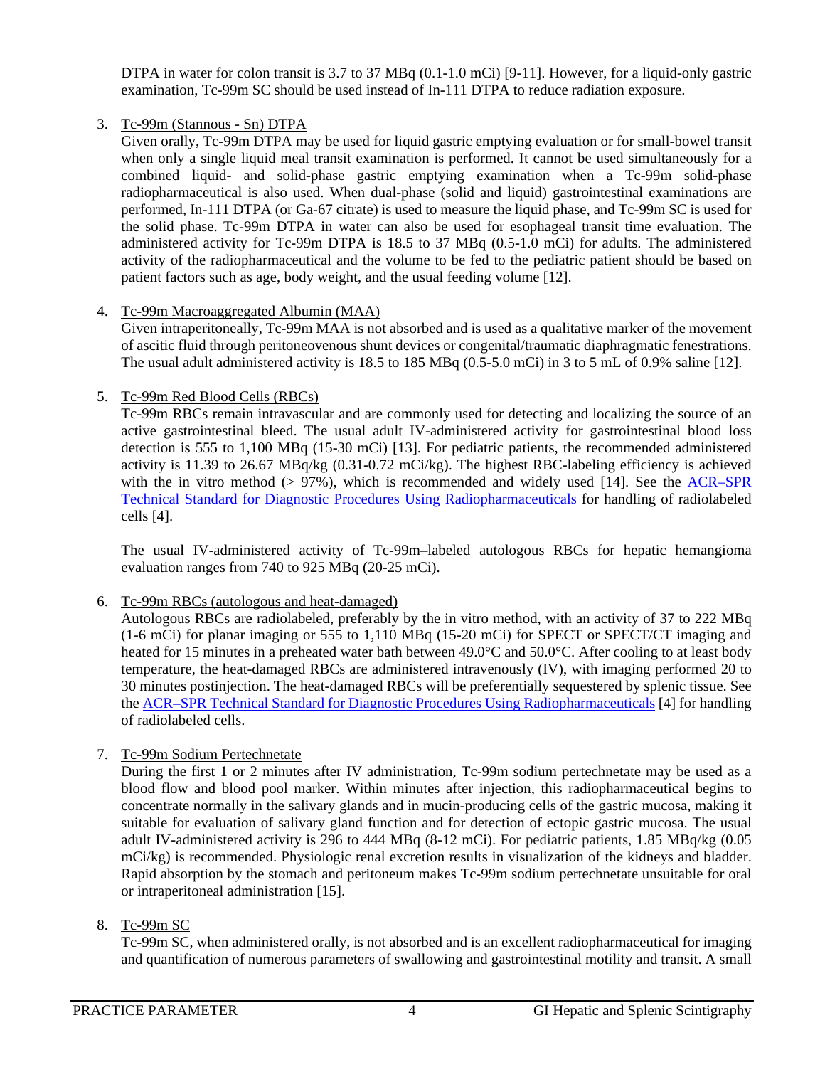DTPA in water for colon transit is 3.7 to 37 MBq (0.1-1.0 mCi) [9-11]. However, for a liquid-only gastric examination, Tc-99m SC should be used instead of In-111 DTPA to reduce radiation exposure.

3. Tc-99m (Stannous - Sn) DTPA

   Given orally, Tc-99m DTPA may be used for liquid gastric emptying evaluation or for small-bowel transit when only a single liquid meal transit examination is performed. It cannot be used simultaneously for a combined liquid- and solid-phase gastric emptying examination when a Tc-99m solid-phase radiopharmaceutical is also used. When dual-phase (solid and liquid) gastrointestinal examinations are performed, In-111 DTPA (or Ga-67 citrate) is used to measure the liquid phase, and Tc-99m SC is used for the solid phase. Tc-99m DTPA in water can also be used for esophageal transit time evaluation. The administered activity for Tc-99m DTPA is 18.5 to 37 MBq (0.5-1.0 mCi) for adults. The administered activity of the radiopharmaceutical and the volume to be fed to the pediatric patient should be based on patient factors such as age, body weight, and the usual feeding volume [12].

4. Tc-99m Macroaggregated Albumin (MAA)

   Given intraperitoneally, Tc-99m MAA is not absorbed and is used as a qualitative marker of the movement of ascitic fluid through peritoneovenous shunt devices or congenital/traumatic diaphragmatic fenestrations. The usual adult administered activity is 18.5 to 185 MBq (0.5-5.0 mCi) in 3 to 5 mL of 0.9% saline [12].

5. Tc-99m Red Blood Cells (RBCs)

   Tc-99m RBCs remain intravascular and are commonly used for detecting and localizing the source of an active gastrointestinal bleed. The usual adult IV-administered activity for gastrointestinal blood loss detection is 555 to 1,100 MBq (15-30 mCi) [13]. For pediatric patients, the recommended administered activity is 11.39 to 26.67 MBq/kg (0.31-0.72 mCi/kg). The highest RBC-labeling efficiency is achieved with the in vitro method ($\geq$ 97%), which is recommended and widely used [14]. See the ACR–SPR Technical Standard for Diagnostic Procedures Using Radiopharmaceuticals for handling of radiolabeled cells [4].

   The usual IV-administered activity of Tc-99m–labeled autologous RBCs for hepatic hemangioma evaluation ranges from 740 to 925 MBq (20-25 mCi).

6. Tc-99m RBCs (autologous and heat-damaged)

   Autologous RBCs are radiolabeled, preferably by the in vitro method, with an activity of 37 to 222 MBq (1-6 mCi) for planar imaging or 555 to 1,110 MBq (15-20 mCi) for SPECT or SPECT/CT imaging and heated for 15 minutes in a preheated water bath between 49.0°C and 50.0°C. After cooling to at least body temperature, the heat-damaged RBCs are administered intravenously (IV), with imaging performed 20 to 30 minutes postinjection. The heat-damaged RBCs will be preferentially sequestered by splenic tissue. See the ACR–SPR Technical Standard for Diagnostic Procedures Using Radiopharmaceuticals [4] for handling of radiolabeled cells.

7. Tc-99m Sodium Pertechnetate

   During the first 1 or 2 minutes after IV administration, Tc-99m sodium pertechnetate may be used as a blood flow and blood pool marker. Within minutes after injection, this radiopharmaceutical begins to concentrate normally in the salivary glands and in mucin-producing cells of the gastric mucosa, making it suitable for evaluation of salivary gland function and for detection of ectopic gastric mucosa. The usual adult IV-administered activity is 296 to 444 MBq (8-12 mCi). For pediatric patients, 1.85 MBq/kg (0.05 mCi/kg) is recommended. Physiologic renal excretion results in visualization of the kidneys and bladder. Rapid absorption by the stomach and peritoneum makes Tc-99m sodium pertechnetate unsuitable for oral or intraperitoneal administration [15].

8. Tc-99m SC

   Tc-99m SC, when administered orally, is not absorbed and is an excellent radiopharmaceutical for imaging and quantification of numerous parameters of swallowing and gastrointestinal motility and transit. A small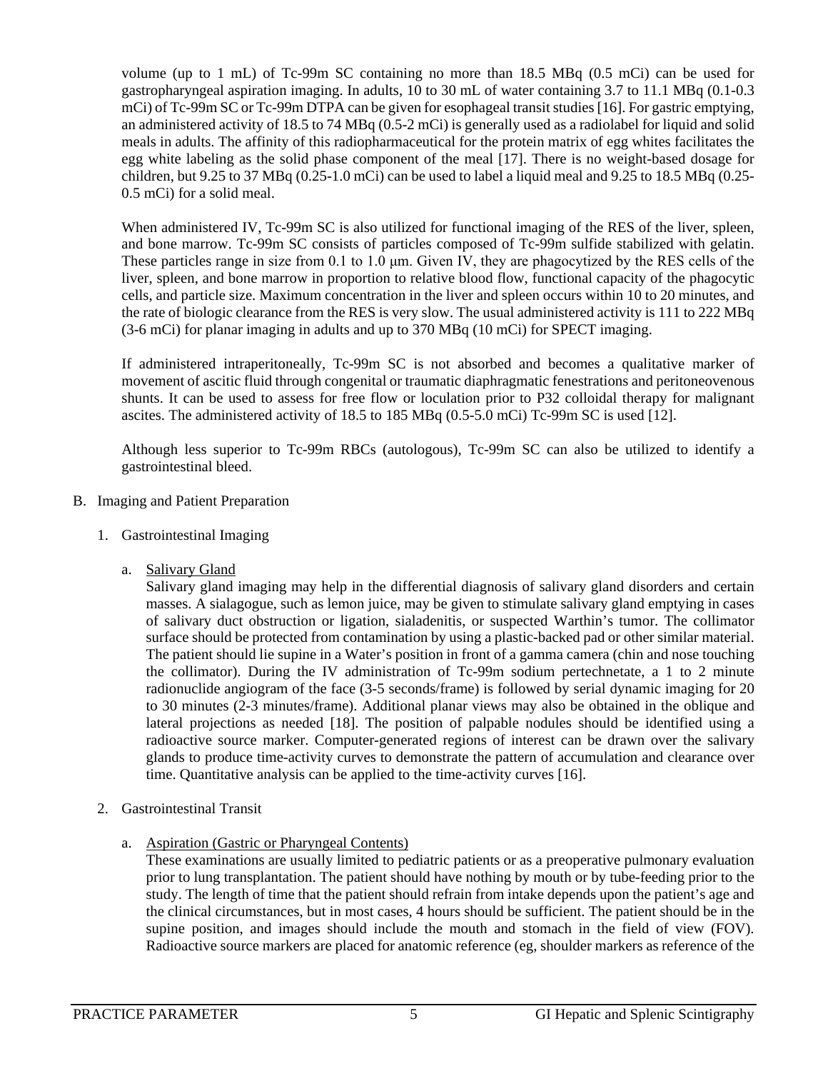volume (up to 1 mL) of Tc-99m SC containing no more than 18.5 MBq (0.5 mCi) can be used for gastropharyngeal aspiration imaging. In adults, 10 to 30 mL of water containing 3.7 to 11.1 MBq (0.1-0.3 mCi) of Tc-99m SC or Tc-99m DTPA can be given for esophageal transit studies [16]. For gastric emptying, an administered activity of 18.5 to 74 MBq (0.5-2 mCi) is generally used as a radiolabel for liquid and solid meals in adults. The affinity of this radiopharmaceutical for the protein matrix of egg whites facilitates the egg white labeling as the solid phase component of the meal [17]. There is no weight-based dosage for children, but 9.25 to 37 MBq (0.25-1.0 mCi) can be used to label a liquid meal and 9.25 to 18.5 MBq (0.25-0.5 mCi) for a solid meal.

When administered IV, Tc-99m SC is also utilized for functional imaging of the RES of the liver, spleen, and bone marrow. Tc-99m SC consists of particles composed of Tc-99m sulfide stabilized with gelatin. These particles range in size from 0.1 to 1.0 μm. Given IV, they are phagocytized by the RES cells of the liver, spleen, and bone marrow in proportion to relative blood flow, functional capacity of the phagocytic cells, and particle size. Maximum concentration in the liver and spleen occurs within 10 to 20 minutes, and the rate of biologic clearance from the RES is very slow. The usual administered activity is 111 to 222 MBq (3-6 mCi) for planar imaging in adults and up to 370 MBq (10 mCi) for SPECT imaging.

If administered intraperitoneally, Tc-99m SC is not absorbed and becomes a qualitative marker of movement of ascitic fluid through congenital or traumatic diaphragmatic fenestrations and peritoneovenous shunts. It can be used to assess for free flow or loculation prior to P32 colloidal therapy for malignant ascites. The administered activity of 18.5 to 185 MBq (0.5-5.0 mCi) Tc-99m SC is used [12].

Although less superior to Tc-99m RBCs (autologous), Tc-99m SC can also be utilized to identify a gastrointestinal bleed.

B. Imaging and Patient Preparation

1. Gastrointestinal Imaging

a. Salivary Gland

Salivary gland imaging may help in the differential diagnosis of salivary gland disorders and certain masses. A sialagogue, such as lemon juice, may be given to stimulate salivary gland emptying in cases of salivary duct obstruction or ligation, sialadenitis, or suspected Warthin's tumor. The collimator surface should be protected from contamination by using a plastic-backed pad or other similar material. The patient should lie supine in a Water's position in front of a gamma camera (chin and nose touching the collimator). During the IV administration of Tc-99m sodium pertechnetate, a 1 to 2 minute radionuclide angiogram of the face (3-5 seconds/frame) is followed by serial dynamic imaging for 20 to 30 minutes (2-3 minutes/frame). Additional planar views may also be obtained in the oblique and lateral projections as needed [18]. The position of palpable nodules should be identified using a radioactive source marker. Computer-generated regions of interest can be drawn over the salivary glands to produce time-activity curves to demonstrate the pattern of accumulation and clearance over time. Quantitative analysis can be applied to the time-activity curves [16].

2. Gastrointestinal Transit

a. Aspiration (Gastric or Pharyngeal Contents)

These examinations are usually limited to pediatric patients or as a preoperative pulmonary evaluation prior to lung transplantation. The patient should have nothing by mouth or by tube-feeding prior to the study. The length of time that the patient should refrain from intake depends upon the patient's age and the clinical circumstances, but in most cases, 4 hours should be sufficient. The patient should be in the supine position, and images should include the mouth and stomach in the field of view (FOV). Radioactive source markers are placed for anatomic reference (eg, shoulder markers as reference of the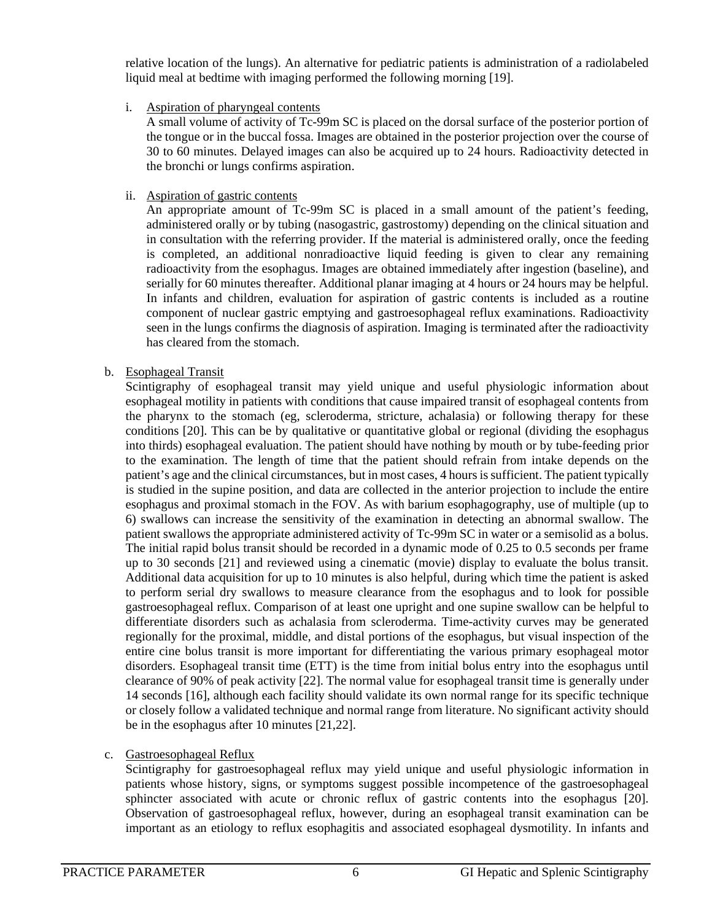relative location of the lungs). An alternative for pediatric patients is administration of a radiolabeled liquid meal at bedtime with imaging performed the following morning [19].

i. Aspiration of pharyngeal contents

   A small volume of activity of Tc-99m SC is placed on the dorsal surface of the posterior portion of the tongue or in the buccal fossa. Images are obtained in the posterior projection over the course of 30 to 60 minutes. Delayed images can also be acquired up to 24 hours. Radioactivity detected in the bronchi or lungs confirms aspiration.

ii. Aspiration of gastric contents

   An appropriate amount of Tc-99m SC is placed in a small amount of the patient's feeding, administered orally or by tubing (nasogastric, gastrostomy) depending on the clinical situation and in consultation with the referring provider. If the material is administered orally, once the feeding is completed, an additional nonradioactive liquid feeding is given to clear any remaining radioactivity from the esophagus. Images are obtained immediately after ingestion (baseline), and serially for 60 minutes thereafter. Additional planar imaging at 4 hours or 24 hours may be helpful. In infants and children, evaluation for aspiration of gastric contents is included as a routine component of nuclear gastric emptying and gastroesophageal reflux examinations. Radioactivity seen in the lungs confirms the diagnosis of aspiration. Imaging is terminated after the radioactivity has cleared from the stomach.

b. Esophageal Transit

   Scintigraphy of esophageal transit may yield unique and useful physiologic information about esophageal motility in patients with conditions that cause impaired transit of esophageal contents from the pharynx to the stomach (eg, scleroderma, stricture, achalasia) or following therapy for these conditions [20]. This can be by qualitative or quantitative global or regional (dividing the esophagus into thirds) esophageal evaluation. The patient should have nothing by mouth or by tube-feeding prior to the examination. The length of time that the patient should refrain from intake depends on the patient's age and the clinical circumstances, but in most cases, 4 hours is sufficient. The patient typically is studied in the supine position, and data are collected in the anterior projection to include the entire esophagus and proximal stomach in the FOV. As with barium esophagography, use of multiple (up to 6) swallows can increase the sensitivity of the examination in detecting an abnormal swallow. The patient swallows the appropriate administered activity of Tc-99m SC in water or a semisolid as a bolus. The initial rapid bolus transit should be recorded in a dynamic mode of 0.25 to 0.5 seconds per frame up to 30 seconds [21] and reviewed using a cinematic (movie) display to evaluate the bolus transit. Additional data acquisition for up to 10 minutes is also helpful, during which time the patient is asked to perform serial dry swallows to measure clearance from the esophagus and to look for possible gastroesophageal reflux. Comparison of at least one upright and one supine swallow can be helpful to differentiate disorders such as achalasia from scleroderma. Time-activity curves may be generated regionally for the proximal, middle, and distal portions of the esophagus, but visual inspection of the entire cine bolus transit is more important for differentiating the various primary esophageal motor disorders. Esophageal transit time (ETT) is the time from initial bolus entry into the esophagus until clearance of 90% of peak activity [22]. The normal value for esophageal transit time is generally under 14 seconds [16], although each facility should validate its own normal range for its specific technique or closely follow a validated technique and normal range from literature. No significant activity should be in the esophagus after 10 minutes [21,22].

c. Gastroesophageal Reflux

   Scintigraphy for gastroesophageal reflux may yield unique and useful physiologic information in patients whose history, signs, or symptoms suggest possible incompetence of the gastroesophageal sphincter associated with acute or chronic reflux of gastric contents into the esophagus [20]. Observation of gastroesophageal reflux, however, during an esophageal transit examination can be important as an etiology to reflux esophagitis and associated esophageal dysmotility. In infants and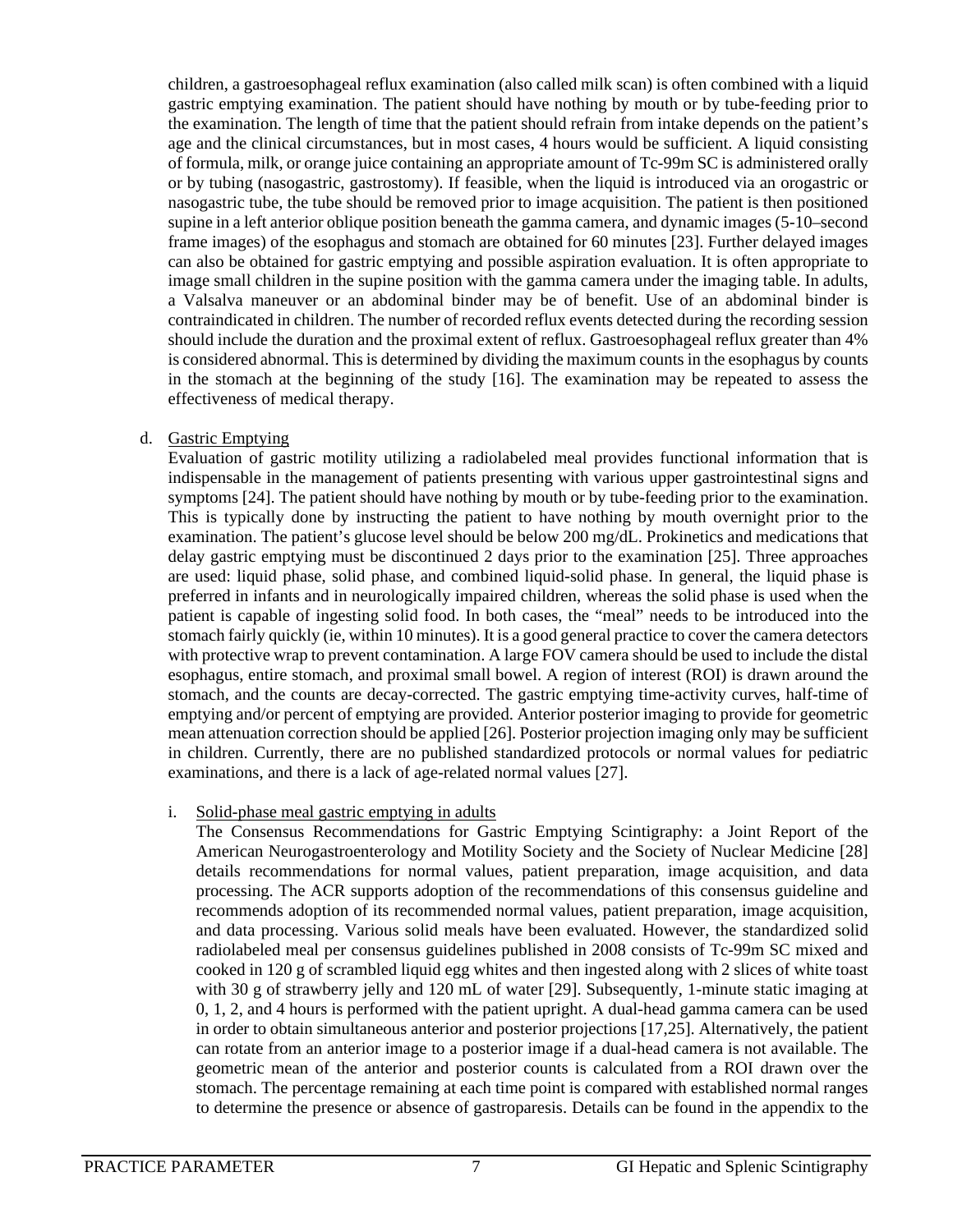children, a gastroesophageal reflux examination (also called milk scan) is often combined with a liquid gastric emptying examination. The patient should have nothing by mouth or by tube-feeding prior to the examination. The length of time that the patient should refrain from intake depends on the patient's age and the clinical circumstances, but in most cases, 4 hours would be sufficient. A liquid consisting of formula, milk, or orange juice containing an appropriate amount of Tc-99m SC is administered orally or by tubing (nasogastric, gastrostomy). If feasible, when the liquid is introduced via an orogastric or nasogastric tube, the tube should be removed prior to image acquisition. The patient is then positioned supine in a left anterior oblique position beneath the gamma camera, and dynamic images (5-10–second frame images) of the esophagus and stomach are obtained for 60 minutes [23]. Further delayed images can also be obtained for gastric emptying and possible aspiration evaluation. It is often appropriate to image small children in the supine position with the gamma camera under the imaging table. In adults, a Valsalva maneuver or an abdominal binder may be of benefit. Use of an abdominal binder is contraindicated in children. The number of recorded reflux events detected during the recording session should include the duration and the proximal extent of reflux. Gastroesophageal reflux greater than 4% is considered abnormal. This is determined by dividing the maximum counts in the esophagus by counts in the stomach at the beginning of the study [16]. The examination may be repeated to assess the effectiveness of medical therapy.

d. Gastric Emptying

Evaluation of gastric motility utilizing a radiolabeled meal provides functional information that is indispensable in the management of patients presenting with various upper gastrointestinal signs and symptoms [24]. The patient should have nothing by mouth or by tube-feeding prior to the examination. This is typically done by instructing the patient to have nothing by mouth overnight prior to the examination. The patient's glucose level should be below 200 mg/dL. Prokinetics and medications that delay gastric emptying must be discontinued 2 days prior to the examination [25]. Three approaches are used: liquid phase, solid phase, and combined liquid-solid phase. In general, the liquid phase is preferred in infants and in neurologically impaired children, whereas the solid phase is used when the patient is capable of ingesting solid food. In both cases, the "meal" needs to be introduced into the stomach fairly quickly (ie, within 10 minutes). It is a good general practice to cover the camera detectors with protective wrap to prevent contamination. A large FOV camera should be used to include the distal esophagus, entire stomach, and proximal small bowel. A region of interest (ROI) is drawn around the stomach, and the counts are decay-corrected. The gastric emptying time-activity curves, half-time of emptying and/or percent of emptying are provided. Anterior posterior imaging to provide for geometric mean attenuation correction should be applied [26]. Posterior projection imaging only may be sufficient in children. Currently, there are no published standardized protocols or normal values for pediatric examinations, and there is a lack of age-related normal values [27].

i. Solid-phase meal gastric emptying in adults

The Consensus Recommendations for Gastric Emptying Scintigraphy: a Joint Report of the American Neurogastroenterology and Motility Society and the Society of Nuclear Medicine [28] details recommendations for normal values, patient preparation, image acquisition, and data processing. The ACR supports adoption of the recommendations of this consensus guideline and recommends adoption of its recommended normal values, patient preparation, image acquisition, and data processing. Various solid meals have been evaluated. However, the standardized solid radiolabeled meal per consensus guidelines published in 2008 consists of Tc-99m SC mixed and cooked in 120 g of scrambled liquid egg whites and then ingested along with 2 slices of white toast with 30 g of strawberry jelly and 120 mL of water [29]. Subsequently, 1-minute static imaging at 0, 1, 2, and 4 hours is performed with the patient upright. A dual-head gamma camera can be used in order to obtain simultaneous anterior and posterior projections [17,25]. Alternatively, the patient can rotate from an anterior image to a posterior image if a dual-head camera is not available. The geometric mean of the anterior and posterior counts is calculated from a ROI drawn over the stomach. The percentage remaining at each time point is compared with established normal ranges to determine the presence or absence of gastroparesis. Details can be found in the appendix to the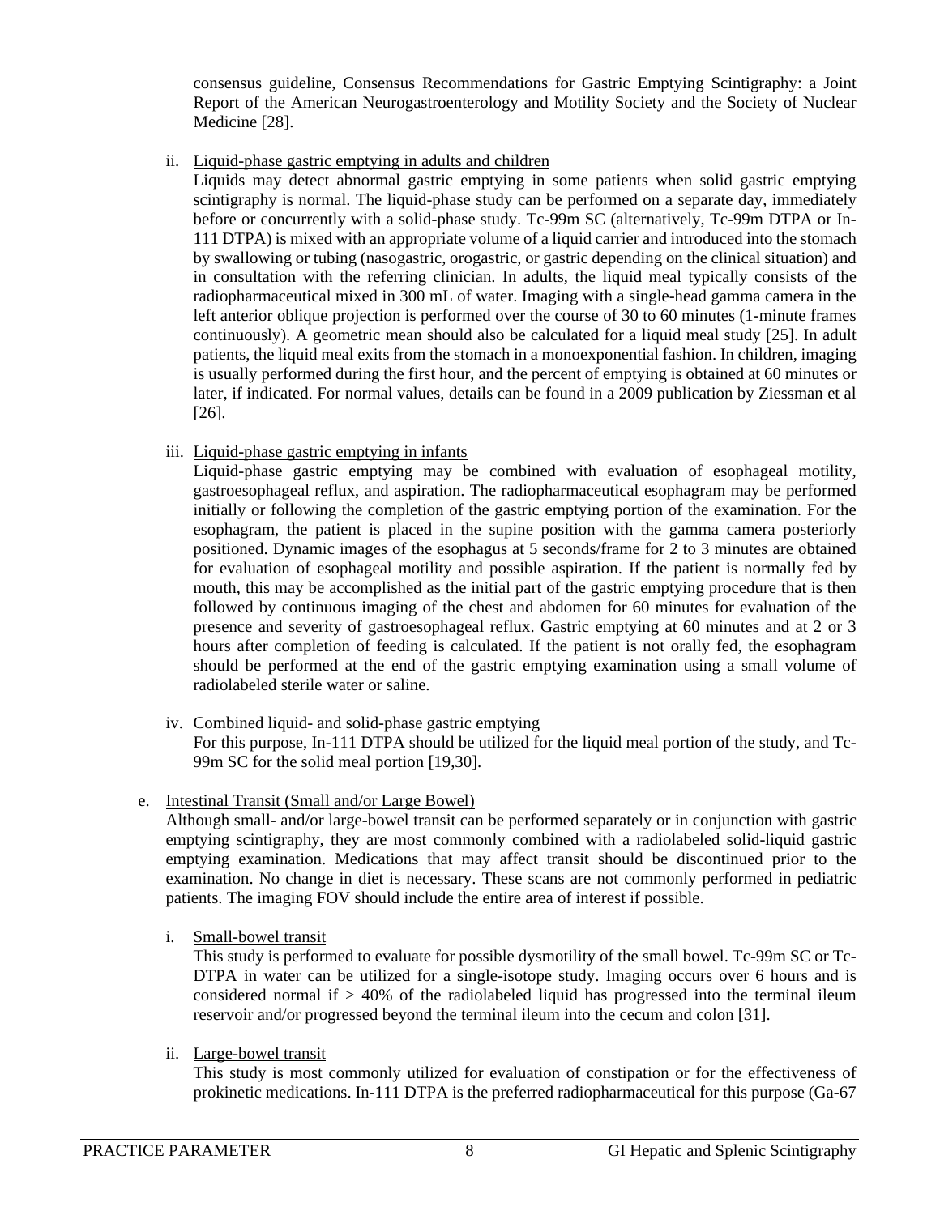consensus guideline, Consensus Recommendations for Gastric Emptying Scintigraphy: a Joint Report of the American Neurogastroenterology and Motility Society and the Society of Nuclear Medicine [28].

ii. Liquid-phase gastric emptying in adults and children

Liquids may detect abnormal gastric emptying in some patients when solid gastric emptying scintigraphy is normal. The liquid-phase study can be performed on a separate day, immediately before or concurrently with a solid-phase study. Tc-99m SC (alternatively, Tc-99m DTPA or In-111 DTPA) is mixed with an appropriate volume of a liquid carrier and introduced into the stomach by swallowing or tubing (nasogastric, orogastric, or gastric depending on the clinical situation) and in consultation with the referring clinician. In adults, the liquid meal typically consists of the radiopharmaceutical mixed in 300 mL of water. Imaging with a single-head gamma camera in the left anterior oblique projection is performed over the course of 30 to 60 minutes (1-minute frames continuously). A geometric mean should also be calculated for a liquid meal study [25]. In adult patients, the liquid meal exits from the stomach in a monoexponential fashion. In children, imaging is usually performed during the first hour, and the percent of emptying is obtained at 60 minutes or later, if indicated. For normal values, details can be found in a 2009 publication by Ziessman et al [26].

iii. Liquid-phase gastric emptying in infants

Liquid-phase gastric emptying may be combined with evaluation of esophageal motility, gastroesophageal reflux, and aspiration. The radiopharmaceutical esophagram may be performed initially or following the completion of the gastric emptying portion of the examination. For the esophagram, the patient is placed in the supine position with the gamma camera posteriorly positioned. Dynamic images of the esophagus at 5 seconds/frame for 2 to 3 minutes are obtained for evaluation of esophageal motility and possible aspiration. If the patient is normally fed by mouth, this may be accomplished as the initial part of the gastric emptying procedure that is then followed by continuous imaging of the chest and abdomen for 60 minutes for evaluation of the presence and severity of gastroesophageal reflux. Gastric emptying at 60 minutes and at 2 or 3 hours after completion of feeding is calculated. If the patient is not orally fed, the esophagram should be performed at the end of the gastric emptying examination using a small volume of radiolabeled sterile water or saline.

iv. Combined liquid- and solid-phase gastric emptying

For this purpose, In-111 DTPA should be utilized for the liquid meal portion of the study, and Tc-99m SC for the solid meal portion [19,30].

e. Intestinal Transit (Small and/or Large Bowel)

Although small- and/or large-bowel transit can be performed separately or in conjunction with gastric emptying scintigraphy, they are most commonly combined with a radiolabeled solid-liquid gastric emptying examination. Medications that may affect transit should be discontinued prior to the examination. No change in diet is necessary. These scans are not commonly performed in pediatric patients. The imaging FOV should include the entire area of interest if possible.

i. Small-bowel transit

This study is performed to evaluate for possible dysmotility of the small bowel. Tc-99m SC or Tc-DTPA in water can be utilized for a single-isotope study. Imaging occurs over 6 hours and is considered normal if > 40% of the radiolabeled liquid has progressed into the terminal ileum reservoir and/or progressed beyond the terminal ileum into the cecum and colon [31].

ii. Large-bowel transit

This study is most commonly utilized for evaluation of constipation or for the effectiveness of prokinetic medications. In-111 DTPA is the preferred radiopharmaceutical for this purpose (Ga-67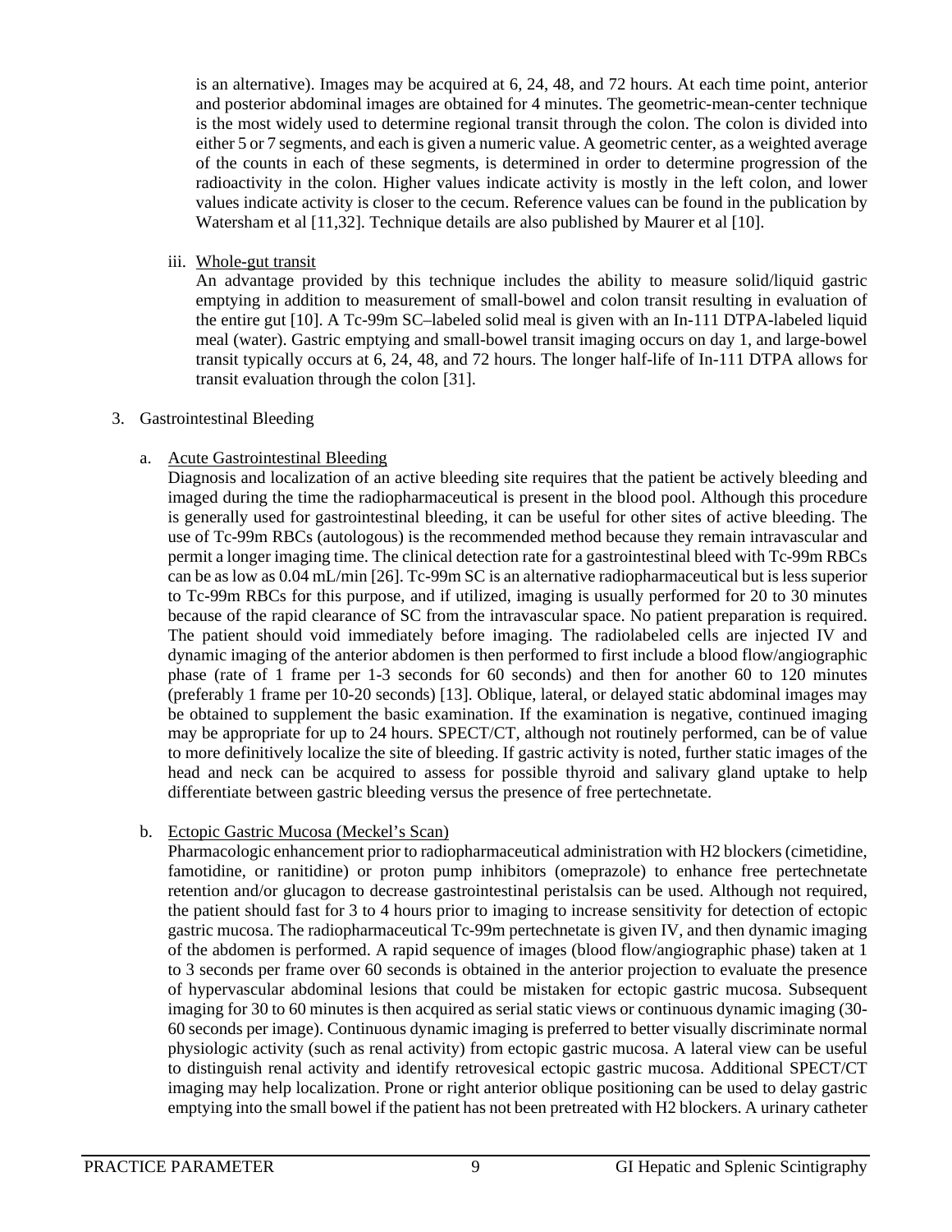is an alternative). Images may be acquired at 6, 24, 48, and 72 hours. At each time point, anterior and posterior abdominal images are obtained for 4 minutes. The geometric-mean-center technique is the most widely used to determine regional transit through the colon. The colon is divided into either 5 or 7 segments, and each is given a numeric value. A geometric center, as a weighted average of the counts in each of these segments, is determined in order to determine progression of the radioactivity in the colon. Higher values indicate activity is mostly in the left colon, and lower values indicate activity is closer to the cecum. Reference values can be found in the publication by Watersham et al [11,32]. Technique details are also published by Maurer et al [10].

iii. Whole-gut transit

An advantage provided by this technique includes the ability to measure solid/liquid gastric emptying in addition to measurement of small-bowel and colon transit resulting in evaluation of the entire gut [10]. A Tc-99m SC–labeled solid meal is given with an In-111 DTPA-labeled liquid meal (water). Gastric emptying and small-bowel transit imaging occurs on day 1, and large-bowel transit typically occurs at 6, 24, 48, and 72 hours. The longer half-life of In-111 DTPA allows for transit evaluation through the colon [31].

3. Gastrointestinal Bleeding

a. Acute Gastrointestinal Bleeding

Diagnosis and localization of an active bleeding site requires that the patient be actively bleeding and imaged during the time the radiopharmaceutical is present in the blood pool. Although this procedure is generally used for gastrointestinal bleeding, it can be useful for other sites of active bleeding. The use of Tc-99m RBCs (autologous) is the recommended method because they remain intravascular and permit a longer imaging time. The clinical detection rate for a gastrointestinal bleed with Tc-99m RBCs can be as low as 0.04 mL/min [26]. Tc-99m SC is an alternative radiopharmaceutical but is less superior to Tc-99m RBCs for this purpose, and if utilized, imaging is usually performed for 20 to 30 minutes because of the rapid clearance of SC from the intravascular space. No patient preparation is required. The patient should void immediately before imaging. The radiolabeled cells are injected IV and dynamic imaging of the anterior abdomen is then performed to first include a blood flow/angiographic phase (rate of 1 frame per 1-3 seconds for 60 seconds) and then for another 60 to 120 minutes (preferably 1 frame per 10-20 seconds) [13]. Oblique, lateral, or delayed static abdominal images may be obtained to supplement the basic examination. If the examination is negative, continued imaging may be appropriate for up to 24 hours. SPECT/CT, although not routinely performed, can be of value to more definitively localize the site of bleeding. If gastric activity is noted, further static images of the head and neck can be acquired to assess for possible thyroid and salivary gland uptake to help differentiate between gastric bleeding versus the presence of free pertechnetate.

b. Ectopic Gastric Mucosa (Meckel's Scan)

Pharmacologic enhancement prior to radiopharmaceutical administration with H2 blockers (cimetidine, famotidine, or ranitidine) or proton pump inhibitors (omeprazole) to enhance free pertechnetate retention and/or glucagon to decrease gastrointestinal peristalsis can be used. Although not required, the patient should fast for 3 to 4 hours prior to imaging to increase sensitivity for detection of ectopic gastric mucosa. The radiopharmaceutical Tc-99m pertechnetate is given IV, and then dynamic imaging of the abdomen is performed. A rapid sequence of images (blood flow/angiographic phase) taken at 1 to 3 seconds per frame over 60 seconds is obtained in the anterior projection to evaluate the presence of hypervascular abdominal lesions that could be mistaken for ectopic gastric mucosa. Subsequent imaging for 30 to 60 minutes is then acquired as serial static views or continuous dynamic imaging (30-60 seconds per image). Continuous dynamic imaging is preferred to better visually discriminate normal physiologic activity (such as renal activity) from ectopic gastric mucosa. A lateral view can be useful to distinguish renal activity and identify retrovesical ectopic gastric mucosa. Additional SPECT/CT imaging may help localization. Prone or right anterior oblique positioning can be used to delay gastric emptying into the small bowel if the patient has not been pretreated with H2 blockers. A urinary catheter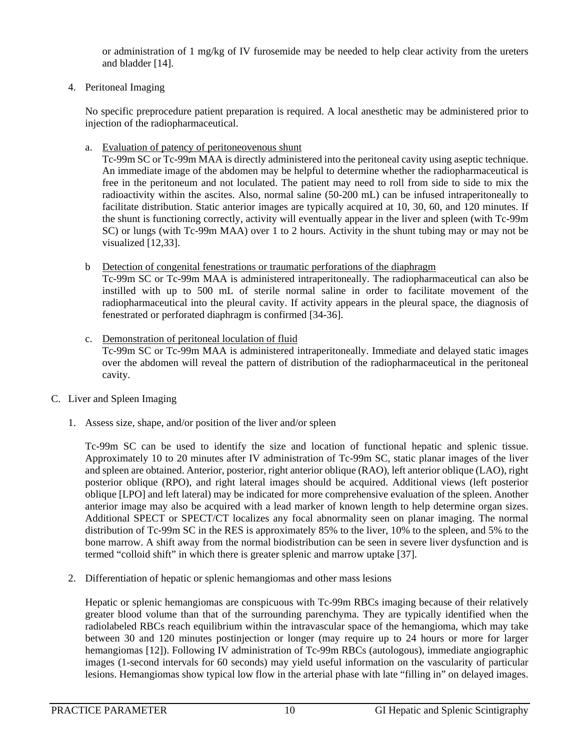or administration of 1 mg/kg of IV furosemide may be needed to help clear activity from the ureters and bladder [14].

4. Peritoneal Imaging

   No specific preprocedure patient preparation is required. A local anesthetic may be administered prior to injection of the radiopharmaceutical.

   a. <u>Evaluation of patency of peritoneovenous shunt</u>
      Tc-99m SC or Tc-99m MAA is directly administered into the peritoneal cavity using aseptic technique. An immediate image of the abdomen may be helpful to determine whether the radiopharmaceutical is free in the peritoneum and not loculated. The patient may need to roll from side to side to mix the radioactivity within the ascites. Also, normal saline (50-200 mL) can be infused intraperitoneally to facilitate distribution. Static anterior images are typically acquired at 10, 30, 60, and 120 minutes. If the shunt is functioning correctly, activity will eventually appear in the liver and spleen (with Tc-99m SC) or lungs (with Tc-99m MAA) over 1 to 2 hours. Activity in the shunt tubing may or may not be visualized [12,33].

   b <u>Detection of congenital fenestrations or traumatic perforations of the diaphragm</u>
      Tc-99m SC or Tc-99m MAA is administered intraperitoneally. The radiopharmaceutical can also be instilled with up to 500 mL of sterile normal saline in order to facilitate movement of the radiopharmaceutical into the pleural cavity. If activity appears in the pleural space, the diagnosis of fenestrated or perforated diaphragm is confirmed [34-36].

   c. <u>Demonstration of peritoneal loculation of fluid</u>
      Tc-99m SC or Tc-99m MAA is administered intraperitoneally. Immediate and delayed static images over the abdomen will reveal the pattern of distribution of the radiopharmaceutical in the peritoneal cavity.

C. Liver and Spleen Imaging

1. Assess size, shape, and/or position of the liver and/or spleen

   Tc-99m SC can be used to identify the size and location of functional hepatic and splenic tissue. Approximately 10 to 20 minutes after IV administration of Tc-99m SC, static planar images of the liver and spleen are obtained. Anterior, posterior, right anterior oblique (RAO), left anterior oblique (LAO), right posterior oblique (RPO), and right lateral images should be acquired. Additional views (left posterior oblique [LPO] and left lateral) may be indicated for more comprehensive evaluation of the spleen. Another anterior image may also be acquired with a lead marker of known length to help determine organ sizes. Additional SPECT or SPECT/CT localizes any focal abnormality seen on planar imaging. The normal distribution of Tc-99m SC in the RES is approximately 85% to the liver, 10% to the spleen, and 5% to the bone marrow. A shift away from the normal biodistribution can be seen in severe liver dysfunction and is termed "colloid shift" in which there is greater splenic and marrow uptake [37].

2. Differentiation of hepatic or splenic hemangiomas and other mass lesions

   Hepatic or splenic hemangiomas are conspicuous with Tc-99m RBCs imaging because of their relatively greater blood volume than that of the surrounding parenchyma. They are typically identified when the radiolabeled RBCs reach equilibrium within the intravascular space of the hemangioma, which may take between 30 and 120 minutes postinjection or longer (may require up to 24 hours or more for larger hemangiomas [12]). Following IV administration of Tc-99m RBCs (autologous), immediate angiographic images (1-second intervals for 60 seconds) may yield useful information on the vascularity of particular lesions. Hemangiomas show typical low flow in the arterial phase with late "filling in" on delayed images.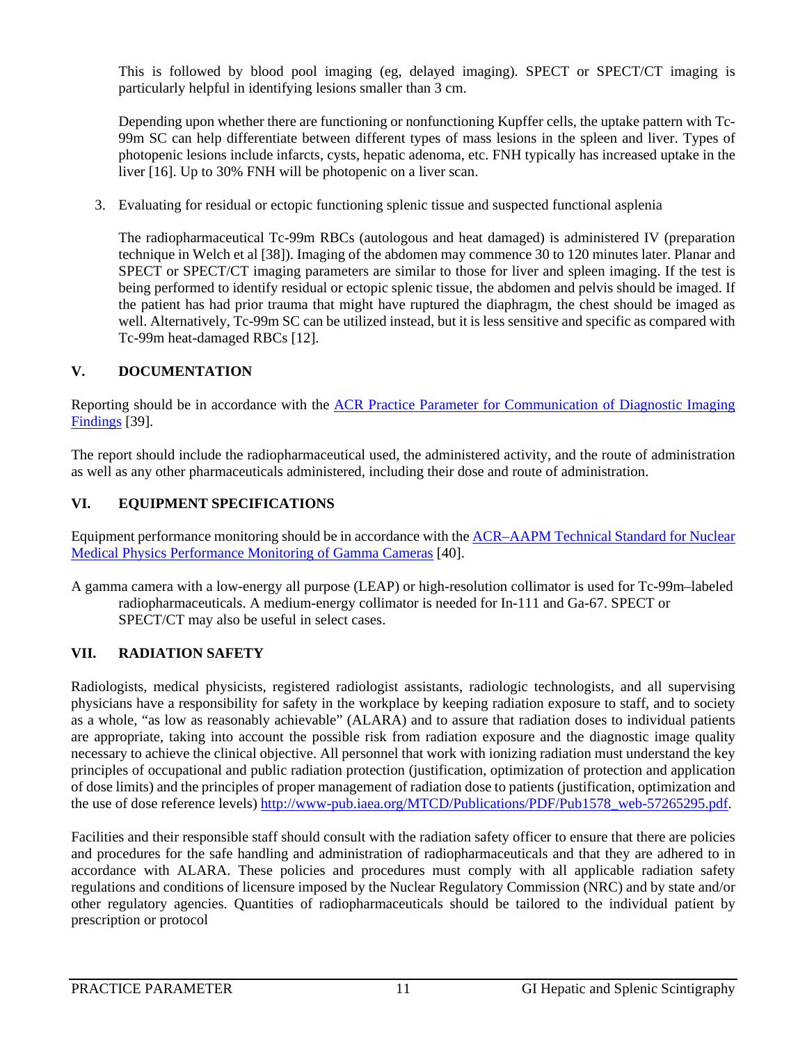This is followed by blood pool imaging (eg, delayed imaging). SPECT or SPECT/CT imaging is particularly helpful in identifying lesions smaller than 3 cm.

Depending upon whether there are functioning or nonfunctioning Kupffer cells, the uptake pattern with Tc-99m SC can help differentiate between different types of mass lesions in the spleen and liver. Types of photopenic lesions include infarcts, cysts, hepatic adenoma, etc. FNH typically has increased uptake in the liver [16]. Up to 30% FNH will be photopenic on a liver scan.

3. Evaluating for residual or ectopic functioning splenic tissue and suspected functional asplenia

   The radiopharmaceutical Tc-99m RBCs (autologous and heat damaged) is administered IV (preparation technique in Welch et al [38]). Imaging of the abdomen may commence 30 to 120 minutes later. Planar and SPECT or SPECT/CT imaging parameters are similar to those for liver and spleen imaging. If the test is being performed to identify residual or ectopic splenic tissue, the abdomen and pelvis should be imaged. If the patient has had prior trauma that might have ruptured the diaphragm, the chest should be imaged as well. Alternatively, Tc-99m SC can be utilized instead, but it is less sensitive and specific as compared with Tc-99m heat-damaged RBCs [12].

## V. DOCUMENTATION

Reporting should be in accordance with the ACR Practice Parameter for Communication of Diagnostic Imaging Findings [39].

The report should include the radiopharmaceutical used, the administered activity, and the route of administration as well as any other pharmaceuticals administered, including their dose and route of administration.

## VI. EQUIPMENT SPECIFICATIONS

Equipment performance monitoring should be in accordance with the ACR–AAPM Technical Standard for Nuclear Medical Physics Performance Monitoring of Gamma Cameras [40].

A gamma camera with a low-energy all purpose (LEAP) or high-resolution collimator is used for Tc-99m–labeled radiopharmaceuticals. A medium-energy collimator is needed for In-111 and Ga-67. SPECT or SPECT/CT may also be useful in select cases.

## VII. RADIATION SAFETY

Radiologists, medical physicists, registered radiologist assistants, radiologic technologists, and all supervising physicians have a responsibility for safety in the workplace by keeping radiation exposure to staff, and to society as a whole, "as low as reasonably achievable" (ALARA) and to assure that radiation doses to individual patients are appropriate, taking into account the possible risk from radiation exposure and the diagnostic image quality necessary to achieve the clinical objective. All personnel that work with ionizing radiation must understand the key principles of occupational and public radiation protection (justification, optimization of protection and application of dose limits) and the principles of proper management of radiation dose to patients (justification, optimization and the use of dose reference levels) http://www-pub.iaea.org/MTCD/Publications/PDF/Pub1578_web-57265295.pdf.

Facilities and their responsible staff should consult with the radiation safety officer to ensure that there are policies and procedures for the safe handling and administration of radiopharmaceuticals and that they are adhered to in accordance with ALARA. These policies and procedures must comply with all applicable radiation safety regulations and conditions of licensure imposed by the Nuclear Regulatory Commission (NRC) and by state and/or other regulatory agencies. Quantities of radiopharmaceuticals should be tailored to the individual patient by prescription or protocol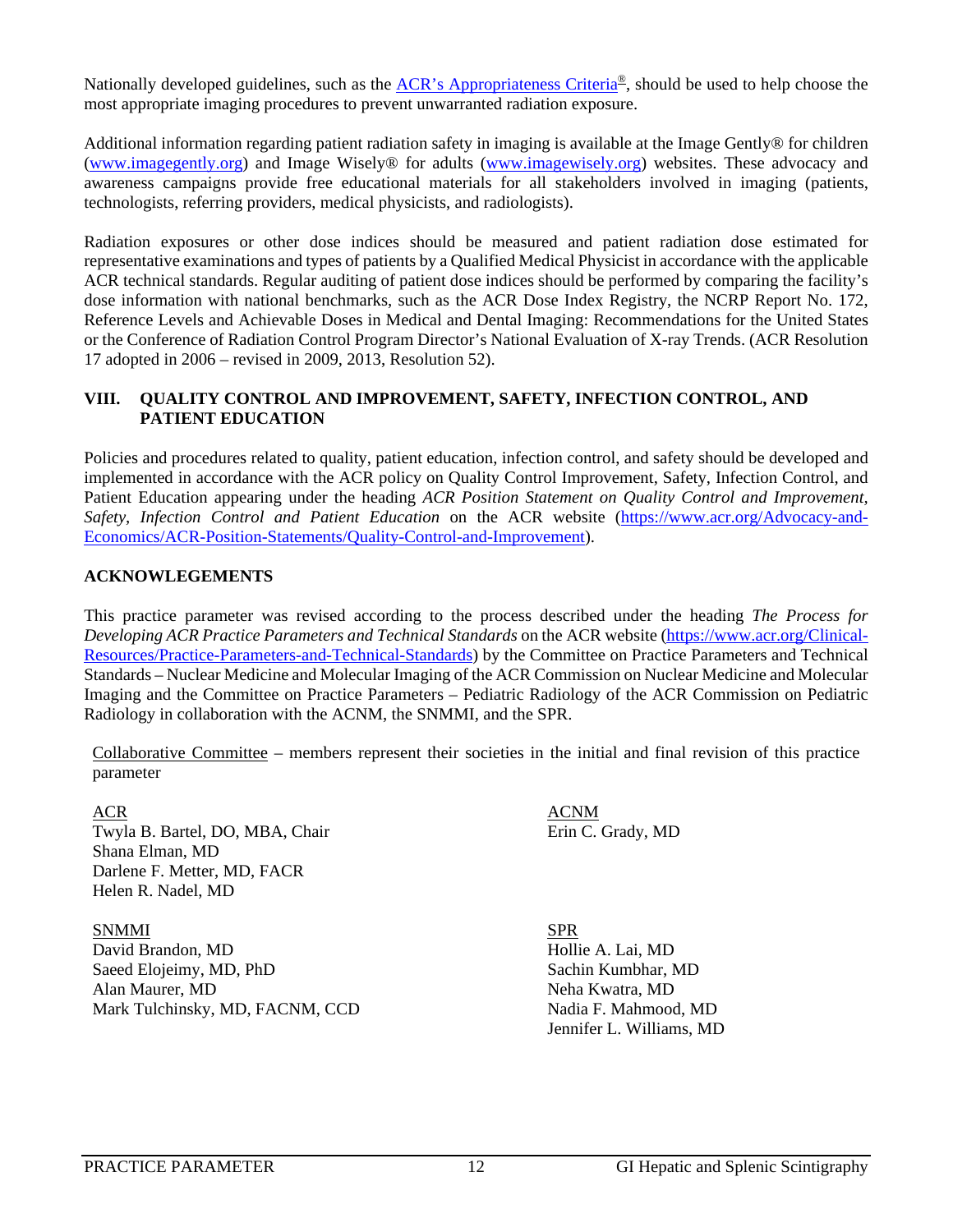Nationally developed guidelines, such as the [ACR's Appropriateness Criteria®](https://www.acr.org/Clinical-Resources/ACR-Appropriateness-Criteria), should be used to help choose the most appropriate imaging procedures to prevent unwarranted radiation exposure.

Additional information regarding patient radiation safety in imaging is available at the Image Gently® for children (www.imagegently.org) and Image Wisely® for adults (www.imagewisely.org) websites. These advocacy and awareness campaigns provide free educational materials for all stakeholders involved in imaging (patients, technologists, referring providers, medical physicists, and radiologists).

Radiation exposures or other dose indices should be measured and patient radiation dose estimated for representative examinations and types of patients by a Qualified Medical Physicist in accordance with the applicable ACR technical standards. Regular auditing of patient dose indices should be performed by comparing the facility's dose information with national benchmarks, such as the ACR Dose Index Registry, the NCRP Report No. 172, Reference Levels and Achievable Doses in Medical and Dental Imaging: Recommendations for the United States or the Conference of Radiation Control Program Director's National Evaluation of X-ray Trends. (ACR Resolution 17 adopted in 2006 – revised in 2009, 2013, Resolution 52).

## VIII. QUALITY CONTROL AND IMPROVEMENT, SAFETY, INFECTION CONTROL, AND PATIENT EDUCATION

Policies and procedures related to quality, patient education, infection control, and safety should be developed and implemented in accordance with the ACR policy on Quality Control Improvement, Safety, Infection Control, and Patient Education appearing under the heading *ACR Position Statement on Quality Control and Improvement, Safety, Infection Control and Patient Education* on the ACR website (https://www.acr.org/Advocacy-and-Economics/ACR-Position-Statements/Quality-Control-and-Improvement).

## ACKNOWLEGEMENTS

This practice parameter was revised according to the process described under the heading *The Process for Developing ACR Practice Parameters and Technical Standards* on the ACR website (https://www.acr.org/Clinical-Resources/Practice-Parameters-and-Technical-Standards) by the Committee on Practice Parameters and Technical Standards – Nuclear Medicine and Molecular Imaging of the ACR Commission on Nuclear Medicine and Molecular Imaging and the Committee on Practice Parameters – Pediatric Radiology of the ACR Commission on Pediatric Radiology in collaboration with the ACNM, the SNMMI, and the SPR.

Collaborative Committee – members represent their societies in the initial and final revision of this practice parameter

ACR
Twyla B. Bartel, DO, MBA, Chair
Shana Elman, MD
Darlene F. Metter, MD, FACR
Helen R. Nadel, MD

ACNM
Erin C. Grady, MD

SNMMI
David Brandon, MD
Saeed Elojeimy, MD, PhD
Alan Maurer, MD
Mark Tulchinsky, MD, FACNM, CCD

SPR
Hollie A. Lai, MD
Sachin Kumbhar, MD
Neha Kwatra, MD
Nadia F. Mahmood, MD
Jennifer L. Williams, MD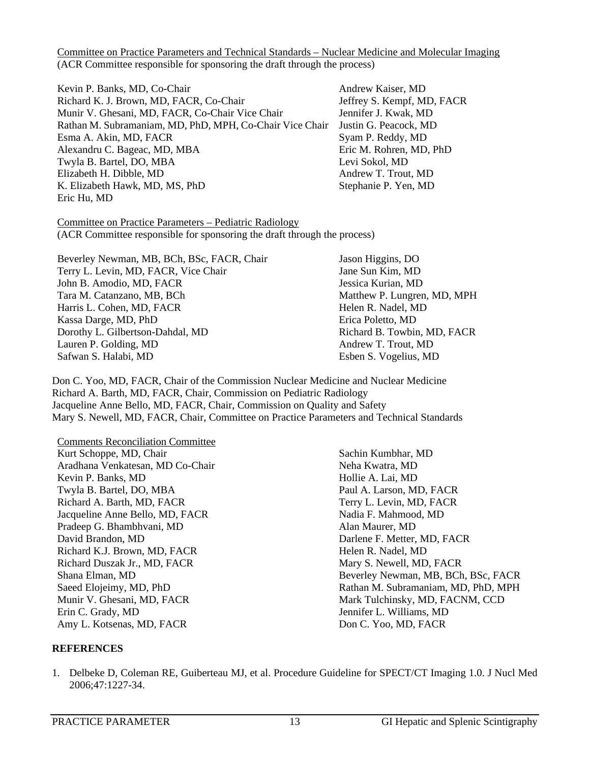Committee on Practice Parameters and Technical Standards – Nuclear Medicine and Molecular Imaging
(ACR Committee responsible for sponsoring the draft through the process)

Kevin P. Banks, MD, Co-Chair
Richard K. J. Brown, MD, FACR, Co-Chair
Munir V. Ghesani, MD, FACR, Co-Chair Vice Chair
Rathan M. Subramaniam, MD, PhD, MPH, Co-Chair Vice Chair
Esma A. Akin, MD, FACR
Alexandru C. Bageac, MD, MBA
Twyla B. Bartel, DO, MBA
Elizabeth H. Dibble, MD
K. Elizabeth Hawk, MD, MS, PhD
Eric Hu, MD
Andrew Kaiser, MD
Jeffrey S. Kempf, MD, FACR
Jennifer J. Kwak, MD
Justin G. Peacock, MD
Syam P. Reddy, MD
Eric M. Rohren, MD, PhD
Levi Sokol, MD
Andrew T. Trout, MD
Stephanie P. Yen, MD

Committee on Practice Parameters – Pediatric Radiology
(ACR Committee responsible for sponsoring the draft through the process)

Beverley Newman, MB, BCh, BSc, FACR, Chair
Terry L. Levin, MD, FACR, Vice Chair
John B. Amodio, MD, FACR
Tara M. Catanzano, MB, BCh
Harris L. Cohen, MD, FACR
Kassa Darge, MD, PhD
Dorothy L. Gilbertson-Dahdal, MD
Lauren P. Golding, MD
Safwan S. Halabi, MD
Jason Higgins, DO
Jane Sun Kim, MD
Jessica Kurian, MD
Matthew P. Lungren, MD, MPH
Helen R. Nadel, MD
Erica Poletto, MD
Richard B. Towbin, MD, FACR
Andrew T. Trout, MD
Esben S. Vogelius, MD

Don C. Yoo, MD, FACR, Chair of the Commission Nuclear Medicine and Nuclear Medicine
Richard A. Barth, MD, FACR, Chair, Commission on Pediatric Radiology
Jacqueline Anne Bello, MD, FACR, Chair, Commission on Quality and Safety
Mary S. Newell, MD, FACR, Chair, Committee on Practice Parameters and Technical Standards

Comments Reconciliation Committee
Kurt Schoppe, MD, Chair
Aradhana Venkatesan, MD Co-Chair
Kevin P. Banks, MD
Twyla B. Bartel, DO, MBA
Richard A. Barth, MD, FACR
Jacqueline Anne Bello, MD, FACR
Pradeep G. Bhambhvani, MD
David Brandon, MD
Richard K.J. Brown, MD, FACR
Richard Duszak Jr., MD, FACR
Shana Elman, MD
Saeed Elojeimy, MD, PhD
Munir V. Ghesani, MD, FACR
Erin C. Grady, MD
Amy L. Kotsenas, MD, FACR
Sachin Kumbhar, MD
Neha Kwatra, MD
Hollie A. Lai, MD
Paul A. Larson, MD, FACR
Terry L. Levin, MD, FACR
Nadia F. Mahmood, MD
Alan Maurer, MD
Darlene F. Metter, MD, FACR
Helen R. Nadel, MD
Mary S. Newell, MD, FACR
Beverley Newman, MB, BCh, BSc, FACR
Rathan M. Subramaniam, MD, PhD, MPH
Mark Tulchinsky, MD, FACNM, CCD
Jennifer L. Williams, MD
Don C. Yoo, MD, FACR

## REFERENCES

1. Delbeke D, Coleman RE, Guiberteau MJ, et al. Procedure Guideline for SPECT/CT Imaging 1.0. J Nucl Med 2006;47:1227-34.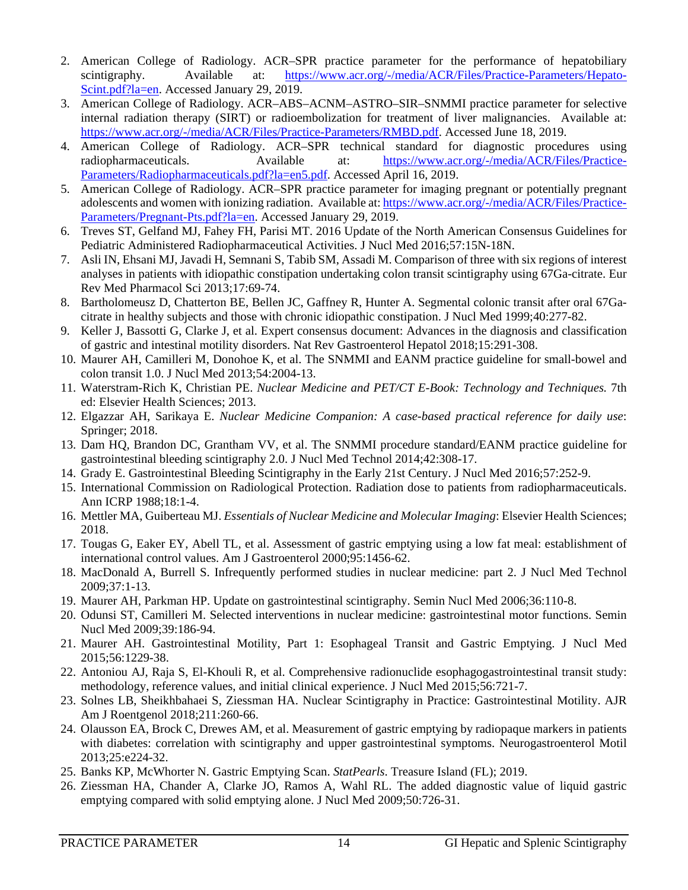2. American College of Radiology. ACR–SPR practice parameter for the performance of hepatobiliary scintigraphy. Available at: https://www.acr.org/-/media/ACR/Files/Practice-Parameters/Hepato-Scint.pdf?la=en. Accessed January 29, 2019.
3. American College of Radiology. ACR–ABS–ACNM–ASTRO–SIR–SNMMI practice parameter for selective internal radiation therapy (SIRT) or radioembolization for treatment of liver malignancies. Available at: https://www.acr.org/-/media/ACR/Files/Practice-Parameters/RMBD.pdf. Accessed June 18, 2019.
4. American College of Radiology. ACR–SPR technical standard for diagnostic procedures using radiopharmaceuticals. Available at: https://www.acr.org/-/media/ACR/Files/Practice-Parameters/Radiopharmaceuticals.pdf?la=en5.pdf. Accessed April 16, 2019.
5. American College of Radiology. ACR–SPR practice parameter for imaging pregnant or potentially pregnant adolescents and women with ionizing radiation. Available at: https://www.acr.org/-/media/ACR/Files/Practice-Parameters/Pregnant-Pts.pdf?la=en. Accessed January 29, 2019.
6. Treves ST, Gelfand MJ, Fahey FH, Parisi MT. 2016 Update of the North American Consensus Guidelines for Pediatric Administered Radiopharmaceutical Activities. J Nucl Med 2016;57:15N-18N.
7. Asli IN, Ehsani MJ, Javadi H, Semnani S, Tabib SM, Assadi M. Comparison of three with six regions of interest analyses in patients with idiopathic constipation undertaking colon transit scintigraphy using 67Ga-citrate. Eur Rev Med Pharmacol Sci 2013;17:69-74.
8. Bartholomeusz D, Chatterton BE, Bellen JC, Gaffney R, Hunter A. Segmental colonic transit after oral 67Ga-citrate in healthy subjects and those with chronic idiopathic constipation. J Nucl Med 1999;40:277-82.
9. Keller J, Bassotti G, Clarke J, et al. Expert consensus document: Advances in the diagnosis and classification of gastric and intestinal motility disorders. Nat Rev Gastroenterol Hepatol 2018;15:291-308.
10. Maurer AH, Camilleri M, Donohoe K, et al. The SNMMI and EANM practice guideline for small-bowel and colon transit 1.0. J Nucl Med 2013;54:2004-13.
11. Waterstram-Rich K, Christian PE. *Nuclear Medicine and PET/CT E-Book: Technology and Techniques.* 7th ed: Elsevier Health Sciences; 2013.
12. Elgazzar AH, Sarikaya E. *Nuclear Medicine Companion: A case-based practical reference for daily use*: Springer; 2018.
13. Dam HQ, Brandon DC, Grantham VV, et al. The SNMMI procedure standard/EANM practice guideline for gastrointestinal bleeding scintigraphy 2.0. J Nucl Med Technol 2014;42:308-17.
14. Grady E. Gastrointestinal Bleeding Scintigraphy in the Early 21st Century. J Nucl Med 2016;57:252-9.
15. International Commission on Radiological Protection. Radiation dose to patients from radiopharmaceuticals. Ann ICRP 1988;18:1-4.
16. Mettler MA, Guiberteau MJ. *Essentials of Nuclear Medicine and Molecular Imaging*: Elsevier Health Sciences; 2018.
17. Tougas G, Eaker EY, Abell TL, et al. Assessment of gastric emptying using a low fat meal: establishment of international control values. Am J Gastroenterol 2000;95:1456-62.
18. MacDonald A, Burrell S. Infrequently performed studies in nuclear medicine: part 2. J Nucl Med Technol 2009;37:1-13.
19. Maurer AH, Parkman HP. Update on gastrointestinal scintigraphy. Semin Nucl Med 2006;36:110-8.
20. Odunsi ST, Camilleri M. Selected interventions in nuclear medicine: gastrointestinal motor functions. Semin Nucl Med 2009;39:186-94.
21. Maurer AH. Gastrointestinal Motility, Part 1: Esophageal Transit and Gastric Emptying. J Nucl Med 2015;56:1229-38.
22. Antoniou AJ, Raja S, El-Khouli R, et al. Comprehensive radionuclide esophagogastrointestinal transit study: methodology, reference values, and initial clinical experience. J Nucl Med 2015;56:721-7.
23. Solnes LB, Sheikhbahaei S, Ziessman HA. Nuclear Scintigraphy in Practice: Gastrointestinal Motility. AJR Am J Roentgenol 2018;211:260-66.
24. Olausson EA, Brock C, Drewes AM, et al. Measurement of gastric emptying by radiopaque markers in patients with diabetes: correlation with scintigraphy and upper gastrointestinal symptoms. Neurogastroenterol Motil 2013;25:e224-32.
25. Banks KP, McWhorter N. Gastric Emptying Scan. *StatPearls*. Treasure Island (FL); 2019.
26. Ziessman HA, Chander A, Clarke JO, Ramos A, Wahl RL. The added diagnostic value of liquid gastric emptying compared with solid emptying alone. J Nucl Med 2009;50:726-31.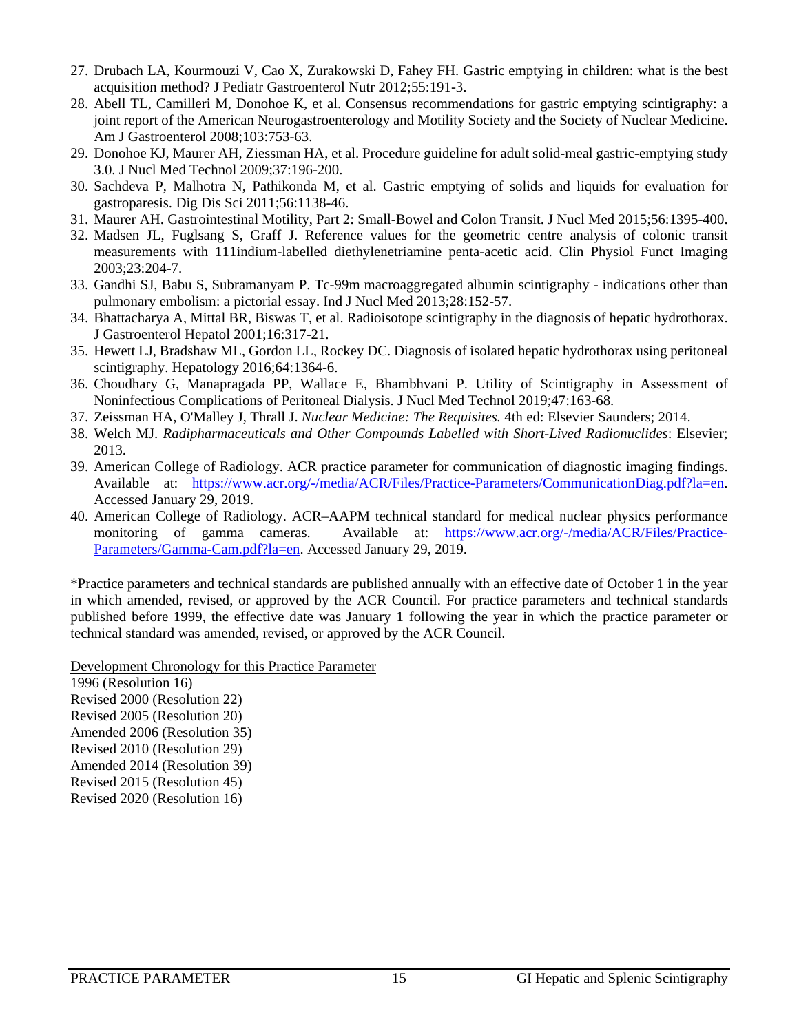27. Drubach LA, Kourmouzi V, Cao X, Zurakowski D, Fahey FH. Gastric emptying in children: what is the best acquisition method? J Pediatr Gastroenterol Nutr 2012;55:191-3.
28. Abell TL, Camilleri M, Donohoe K, et al. Consensus recommendations for gastric emptying scintigraphy: a joint report of the American Neurogastroenterology and Motility Society and the Society of Nuclear Medicine. Am J Gastroenterol 2008;103:753-63.
29. Donohoe KJ, Maurer AH, Ziessman HA, et al. Procedure guideline for adult solid-meal gastric-emptying study 3.0. J Nucl Med Technol 2009;37:196-200.
30. Sachdeva P, Malhotra N, Pathikonda M, et al. Gastric emptying of solids and liquids for evaluation for gastroparesis. Dig Dis Sci 2011;56:1138-46.
31. Maurer AH. Gastrointestinal Motility, Part 2: Small-Bowel and Colon Transit. J Nucl Med 2015;56:1395-400.
32. Madsen JL, Fuglsang S, Graff J. Reference values for the geometric centre analysis of colonic transit measurements with 111indium-labelled diethylenetriamine penta-acetic acid. Clin Physiol Funct Imaging 2003;23:204-7.
33. Gandhi SJ, Babu S, Subramanyam P. Tc-99m macroaggregated albumin scintigraphy - indications other than pulmonary embolism: a pictorial essay. Ind J Nucl Med 2013;28:152-57.
34. Bhattacharya A, Mittal BR, Biswas T, et al. Radioisotope scintigraphy in the diagnosis of hepatic hydrothorax. J Gastroenterol Hepatol 2001;16:317-21.
35. Hewett LJ, Bradshaw ML, Gordon LL, Rockey DC. Diagnosis of isolated hepatic hydrothorax using peritoneal scintigraphy. Hepatology 2016;64:1364-6.
36. Choudhary G, Manapragada PP, Wallace E, Bhambhvani P. Utility of Scintigraphy in Assessment of Noninfectious Complications of Peritoneal Dialysis. J Nucl Med Technol 2019;47:163-68.
37. Zeissman HA, O'Malley J, Thrall J. *Nuclear Medicine: The Requisites.* 4th ed: Elsevier Saunders; 2014.
38. Welch MJ. *Radipharmaceuticals and Other Compounds Labelled with Short-Lived Radionuclides*: Elsevier; 2013.
39. American College of Radiology. ACR practice parameter for communication of diagnostic imaging findings. Available at: https://www.acr.org/-/media/ACR/Files/Practice-Parameters/CommunicationDiag.pdf?la=en. Accessed January 29, 2019.
40. American College of Radiology. ACR–AAPM technical standard for medical nuclear physics performance monitoring of gamma cameras. Available at: https://www.acr.org/-/media/ACR/Files/Practice-Parameters/Gamma-Cam.pdf?la=en. Accessed January 29, 2019.

---

*Practice parameters and technical standards are published annually with an effective date of October 1 in the year in which amended, revised, or approved by the ACR Council. For practice parameters and technical standards published before 1999, the effective date was January 1 following the year in which the practice parameter or technical standard was amended, revised, or approved by the ACR Council.

Development Chronology for this Practice Parameter

1996 (Resolution 16)
Revised 2000 (Resolution 22)
Revised 2005 (Resolution 20)
Amended 2006 (Resolution 35)
Revised 2010 (Resolution 29)
Amended 2014 (Resolution 39)
Revised 2015 (Resolution 45)
Revised 2020 (Resolution 16)